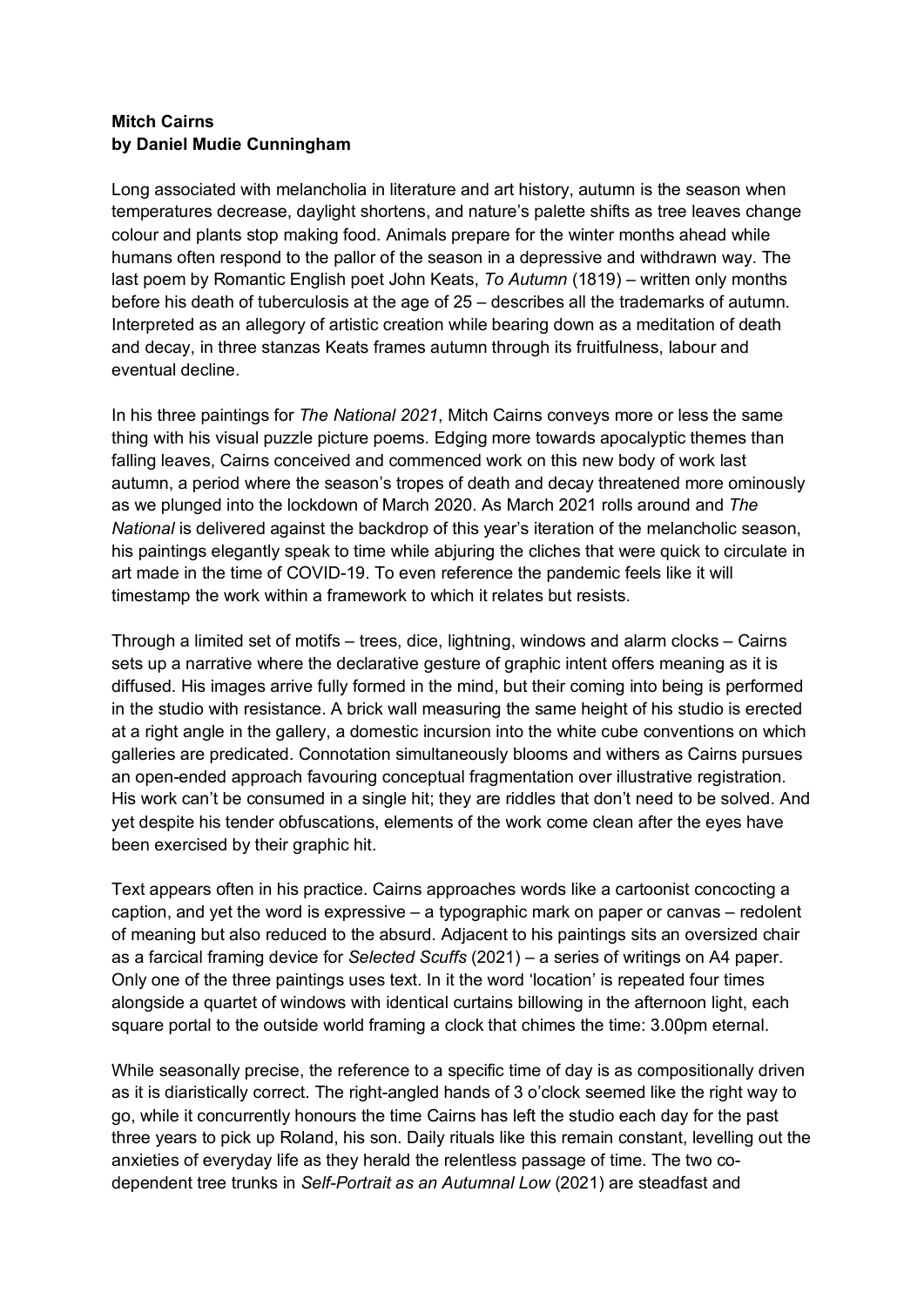**Mitch Cairns**
**by Daniel Mudie Cunningham**

Long associated with melancholia in literature and art history, autumn is the season when temperatures decrease, daylight shortens, and nature's palette shifts as tree leaves change colour and plants stop making food. Animals prepare for the winter months ahead while humans often respond to the pallor of the season in a depressive and withdrawn way. The last poem by Romantic English poet John Keats, *To Autumn* (1819) – written only months before his death of tuberculosis at the age of 25 – describes all the trademarks of autumn. Interpreted as an allegory of artistic creation while bearing down as a meditation of death and decay, in three stanzas Keats frames autumn through its fruitfulness, labour and eventual decline.

In his three paintings for *The National 2021*, Mitch Cairns conveys more or less the same thing with his visual puzzle picture poems. Edging more towards apocalyptic themes than falling leaves, Cairns conceived and commenced work on this new body of work last autumn, a period where the season's tropes of death and decay threatened more ominously as we plunged into the lockdown of March 2020. As March 2021 rolls around and *The National* is delivered against the backdrop of this year's iteration of the melancholic season, his paintings elegantly speak to time while abjuring the cliches that were quick to circulate in art made in the time of COVID-19. To even reference the pandemic feels like it will timestamp the work within a framework to which it relates but resists.

Through a limited set of motifs – trees, dice, lightning, windows and alarm clocks – Cairns sets up a narrative where the declarative gesture of graphic intent offers meaning as it is diffused. His images arrive fully formed in the mind, but their coming into being is performed in the studio with resistance. A brick wall measuring the same height of his studio is erected at a right angle in the gallery, a domestic incursion into the white cube conventions on which galleries are predicated. Connotation simultaneously blooms and withers as Cairns pursues an open-ended approach favouring conceptual fragmentation over illustrative registration. His work can't be consumed in a single hit; they are riddles that don't need to be solved. And yet despite his tender obfuscations, elements of the work come clean after the eyes have been exercised by their graphic hit.

Text appears often in his practice. Cairns approaches words like a cartoonist concocting a caption, and yet the word is expressive – a typographic mark on paper or canvas – redolent of meaning but also reduced to the absurd. Adjacent to his paintings sits an oversized chair as a farcical framing device for *Selected Scuffs* (2021) – a series of writings on A4 paper. Only one of the three paintings uses text. In it the word 'location' is repeated four times alongside a quartet of windows with identical curtains billowing in the afternoon light, each square portal to the outside world framing a clock that chimes the time: 3.00pm eternal.

While seasonally precise, the reference to a specific time of day is as compositionally driven as it is diaristically correct. The right-angled hands of 3 o'clock seemed like the right way to go, while it concurrently honours the time Cairns has left the studio each day for the past three years to pick up Roland, his son. Daily rituals like this remain constant, levelling out the anxieties of everyday life as they herald the relentless passage of time. The two co-dependent tree trunks in *Self-Portrait as an Autumnal Low* (2021) are steadfast and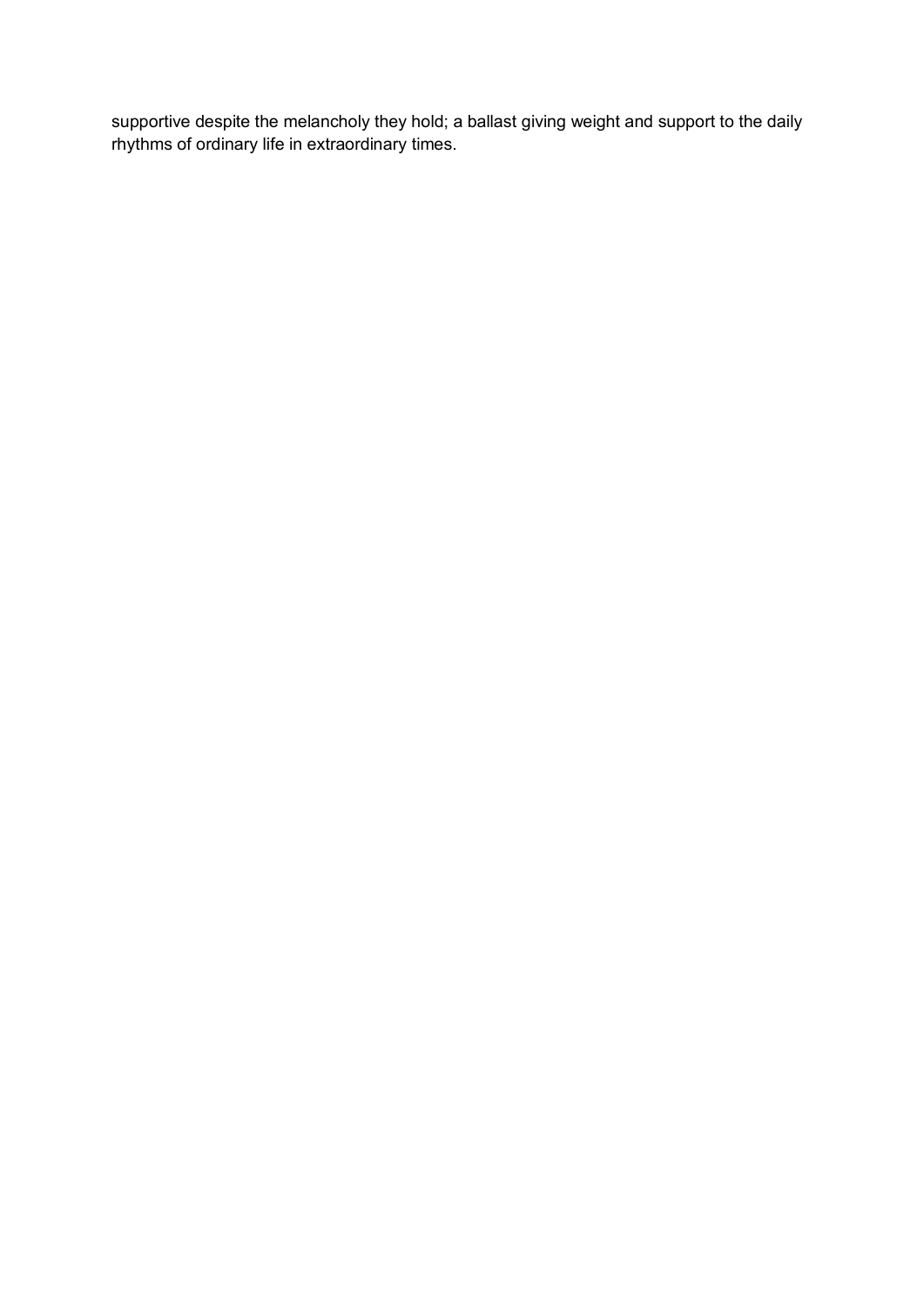supportive despite the melancholy they hold; a ballast giving weight and support to the daily rhythms of ordinary life in extraordinary times.